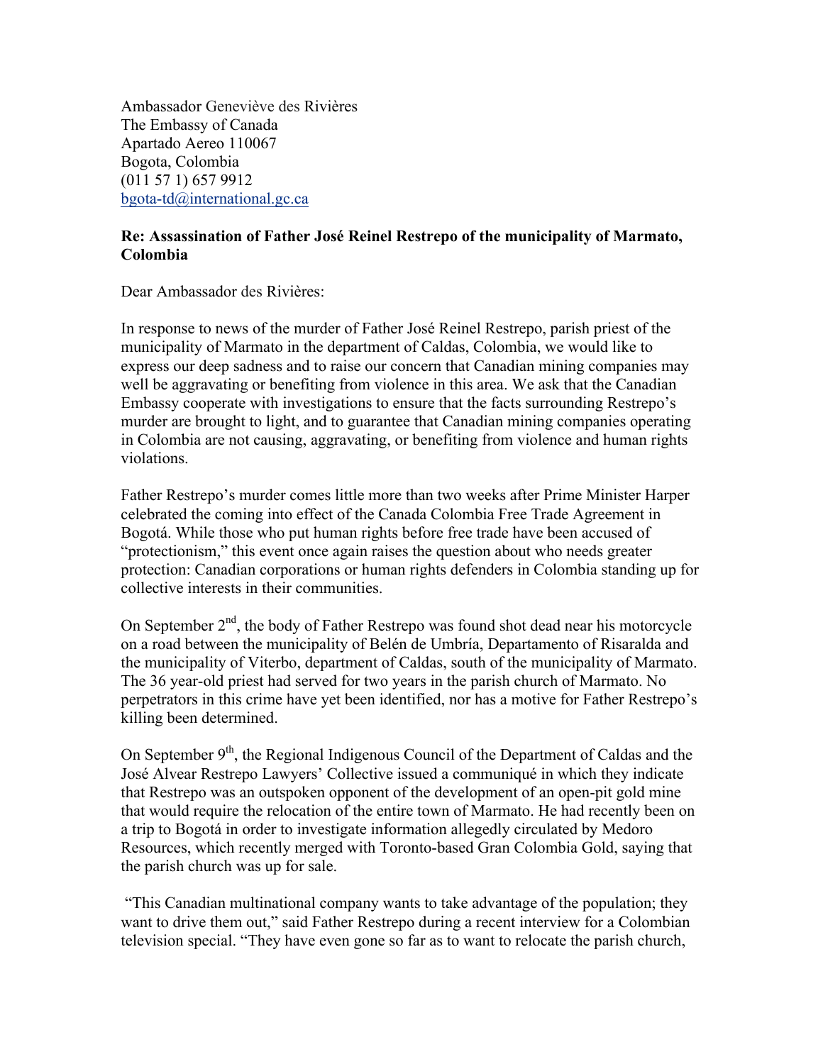Ambassador Geneviève des Rivières
The Embassy of Canada
Apartado Aereo 110067
Bogota, Colombia
(011 57 1) 657 9912
bgota-td@international.gc.ca

**Re: Assassination of Father José Reinel Restrepo of the municipality of Marmato, Colombia**

Dear Ambassador des Rivières:

In response to news of the murder of Father José Reinel Restrepo, parish priest of the municipality of Marmato in the department of Caldas, Colombia, we would like to express our deep sadness and to raise our concern that Canadian mining companies may well be aggravating or benefiting from violence in this area. We ask that the Canadian Embassy cooperate with investigations to ensure that the facts surrounding Restrepo's murder are brought to light, and to guarantee that Canadian mining companies operating in Colombia are not causing, aggravating, or benefiting from violence and human rights violations.

Father Restrepo's murder comes little more than two weeks after Prime Minister Harper celebrated the coming into effect of the Canada Colombia Free Trade Agreement in Bogotá. While those who put human rights before free trade have been accused of "protectionism," this event once again raises the question about who needs greater protection: Canadian corporations or human rights defenders in Colombia standing up for collective interests in their communities.

On September 2nd, the body of Father Restrepo was found shot dead near his motorcycle on a road between the municipality of Belén de Umbría, Departamento of Risaralda and the municipality of Viterbo, department of Caldas, south of the municipality of Marmato. The 36 year-old priest had served for two years in the parish church of Marmato. No perpetrators in this crime have yet been identified, nor has a motive for Father Restrepo's killing been determined.

On September 9th, the Regional Indigenous Council of the Department of Caldas and the José Alvear Restrepo Lawyers' Collective issued a communiqué in which they indicate that Restrepo was an outspoken opponent of the development of an open-pit gold mine that would require the relocation of the entire town of Marmato. He had recently been on a trip to Bogotá in order to investigate information allegedly circulated by Medoro Resources, which recently merged with Toronto-based Gran Colombia Gold, saying that the parish church was up for sale.

"This Canadian multinational company wants to take advantage of the population; they want to drive them out," said Father Restrepo during a recent interview for a Colombian television special. "They have even gone so far as to want to relocate the parish church,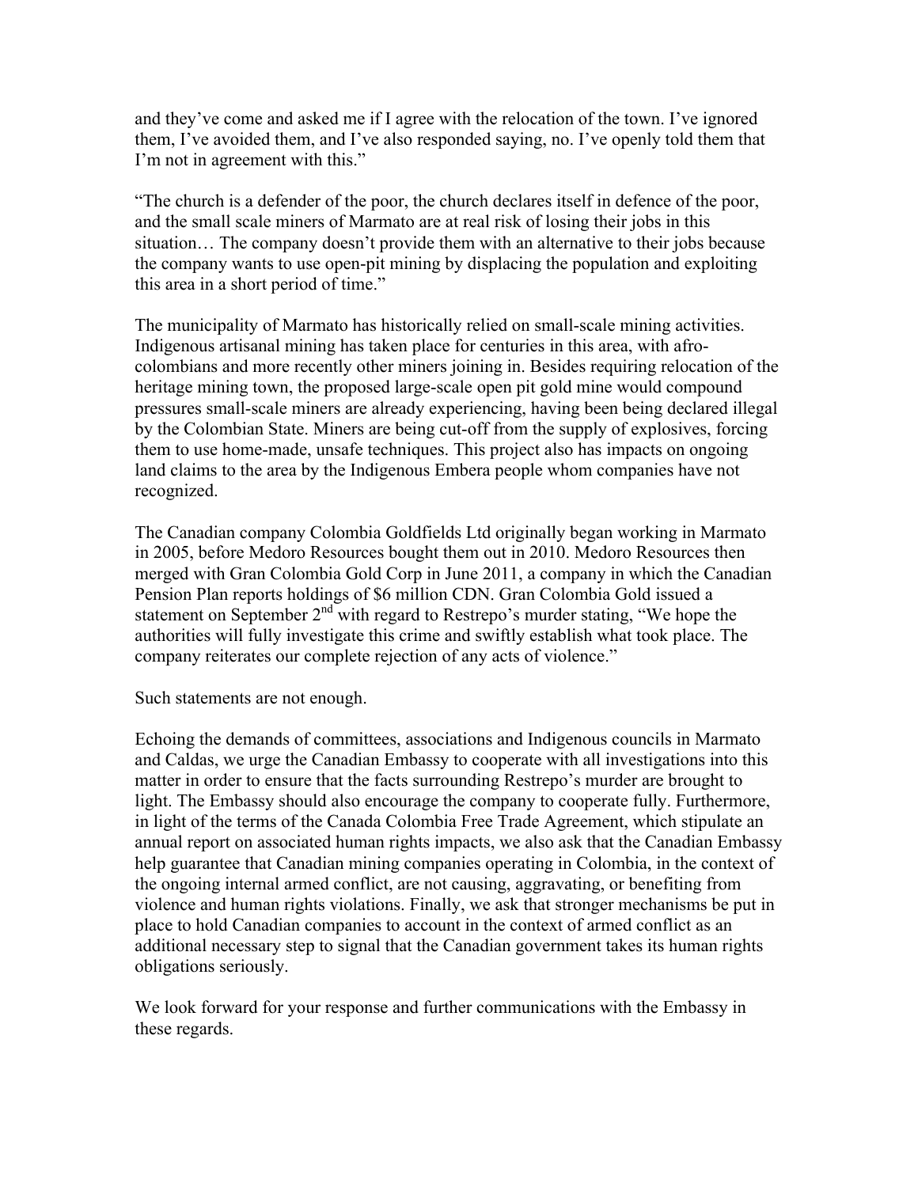and they've come and asked me if I agree with the relocation of the town. I've ignored them, I've avoided them, and I've also responded saying, no. I've openly told them that I'm not in agreement with this."

"The church is a defender of the poor, the church declares itself in defence of the poor, and the small scale miners of Marmato are at real risk of losing their jobs in this situation… The company doesn't provide them with an alternative to their jobs because the company wants to use open-pit mining by displacing the population and exploiting this area in a short period of time."

The municipality of Marmato has historically relied on small-scale mining activities. Indigenous artisanal mining has taken place for centuries in this area, with afro-colombians and more recently other miners joining in. Besides requiring relocation of the heritage mining town, the proposed large-scale open pit gold mine would compound pressures small-scale miners are already experiencing, having been being declared illegal by the Colombian State. Miners are being cut-off from the supply of explosives, forcing them to use home-made, unsafe techniques. This project also has impacts on ongoing land claims to the area by the Indigenous Embera people whom companies have not recognized.

The Canadian company Colombia Goldfields Ltd originally began working in Marmato in 2005, before Medoro Resources bought them out in 2010. Medoro Resources then merged with Gran Colombia Gold Corp in June 2011, a company in which the Canadian Pension Plan reports holdings of $6 million CDN. Gran Colombia Gold issued a statement on September 2nd with regard to Restrepo's murder stating, "We hope the authorities will fully investigate this crime and swiftly establish what took place. The company reiterates our complete rejection of any acts of violence."

Such statements are not enough.

Echoing the demands of committees, associations and Indigenous councils in Marmato and Caldas, we urge the Canadian Embassy to cooperate with all investigations into this matter in order to ensure that the facts surrounding Restrepo's murder are brought to light. The Embassy should also encourage the company to cooperate fully. Furthermore, in light of the terms of the Canada Colombia Free Trade Agreement, which stipulate an annual report on associated human rights impacts, we also ask that the Canadian Embassy help guarantee that Canadian mining companies operating in Colombia, in the context of the ongoing internal armed conflict, are not causing, aggravating, or benefiting from violence and human rights violations. Finally, we ask that stronger mechanisms be put in place to hold Canadian companies to account in the context of armed conflict as an additional necessary step to signal that the Canadian government takes its human rights obligations seriously.

We look forward for your response and further communications with the Embassy in these regards.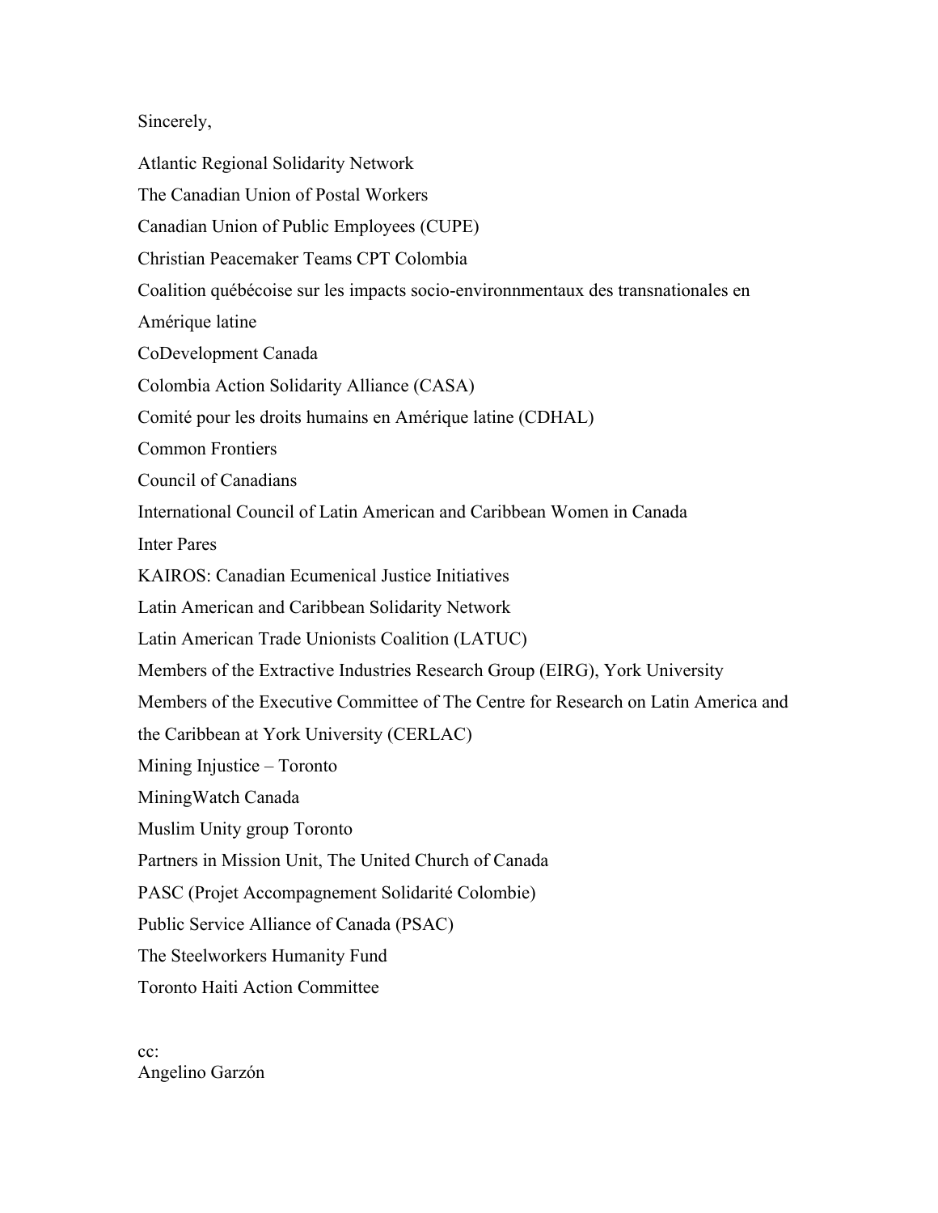Sincerely,

Atlantic Regional Solidarity Network

The Canadian Union of Postal Workers

Canadian Union of Public Employees (CUPE)

Christian Peacemaker Teams CPT Colombia

Coalition québécoise sur les impacts socio-environnmentaux des transnationales en Amérique latine

CoDevelopment Canada

Colombia Action Solidarity Alliance (CASA)

Comité pour les droits humains en Amérique latine (CDHAL)

Common Frontiers

Council of Canadians

International Council of Latin American and Caribbean Women in Canada

Inter Pares

KAIROS: Canadian Ecumenical Justice Initiatives

Latin American and Caribbean Solidarity Network

Latin American Trade Unionists Coalition (LATUC)

Members of the Extractive Industries Research Group (EIRG), York University

Members of the Executive Committee of The Centre for Research on Latin America and the Caribbean at York University (CERLAC)

Mining Injustice – Toronto

MiningWatch Canada

Muslim Unity group Toronto

Partners in Mission Unit, The United Church of Canada

PASC (Projet Accompagnement Solidarité Colombie)

Public Service Alliance of Canada (PSAC)

The Steelworkers Humanity Fund

Toronto Haiti Action Committee

cc:
Angelino Garzón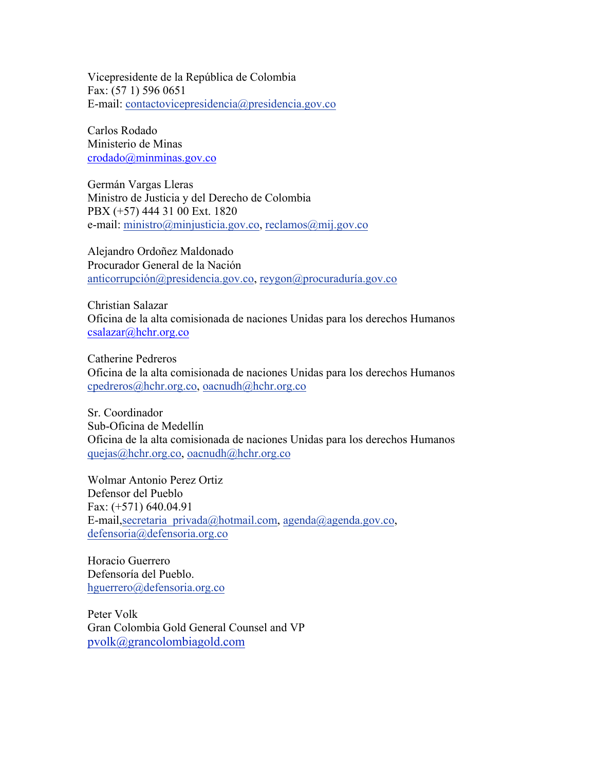Vicepresidente de la República de Colombia
Fax: (57 1) 596 0651
E-mail: contactovicepresidencia@presidencia.gov.co

Carlos Rodado
Ministerio de Minas
crodado@minminas.gov.co

Germán Vargas Lleras
Ministro de Justicia y del Derecho de Colombia
PBX (+57) 444 31 00 Ext. 1820
e-mail: ministro@minjusticia.gov.co, reclamos@mij.gov.co

Alejandro Ordoñez Maldonado
Procurador General de la Nación
anticorrupción@presidencia.gov.co, reygon@procuraduría.gov.co

Christian Salazar
Oficina de la alta comisionada de naciones Unidas para los derechos Humanos
csalazar@hchr.org.co

Catherine Pedreros
Oficina de la alta comisionada de naciones Unidas para los derechos Humanos
cpedreros@hchr.org.co, oacnudh@hchr.org.co

Sr. Coordinador
Sub-Oficina de Medellín
Oficina de la alta comisionada de naciones Unidas para los derechos Humanos
quejas@hchr.org.co, oacnudh@hchr.org.co

Wolmar Antonio Perez Ortiz
Defensor del Pueblo
Fax: (+571) 640.04.91
E-mail,secretaria_privada@hotmail.com, agenda@agenda.gov.co, defensoria@defensoria.org.co

Horacio Guerrero
Defensoría del Pueblo.
hguerrero@defensoria.org.co

Peter Volk
Gran Colombia Gold General Counsel and VP
pvolk@grancolombiagold.com